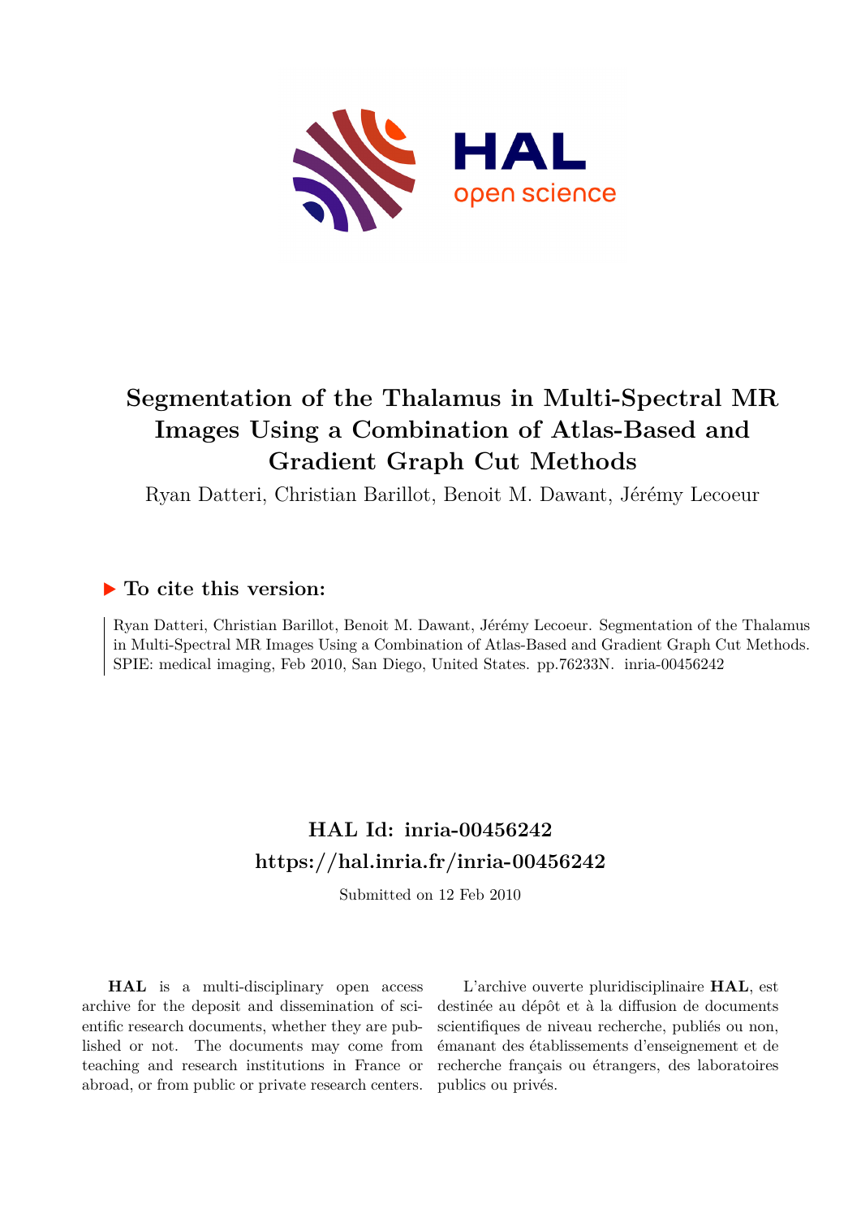# Segmentation of the Thalamus in Multi-Spectral MR Images Using a Combination of Atlas-Based and Gradient Graph Cut Methods

Ryan Datteri, Christian Barillot, Benoit M. Dawant, Jérémy Lecoeur

## ▶ To cite this version:

Ryan Datteri, Christian Barillot, Benoit M. Dawant, Jérémy Lecoeur. Segmentation of the Thalamus in Multi-Spectral MR Images Using a Combination of Atlas-Based and Gradient Graph Cut Methods. SPIE: medical imaging, Feb 2010, San Diego, United States. pp.76233N. inria-00456242

## HAL Id: inria-00456242
## https://hal.inria.fr/inria-00456242

Submitted on 12 Feb 2010

**HAL** is a multi-disciplinary open access archive for the deposit and dissemination of scientific research documents, whether they are published or not. The documents may come from teaching and research institutions in France or abroad, or from public or private research centers.

L'archive ouverte pluridisciplinaire **HAL**, est destinée au dépôt et à la diffusion de documents scientifiques de niveau recherche, publiés ou non, émanant des établissements d'enseignement et de recherche français ou étrangers, des laboratoires publics ou privés.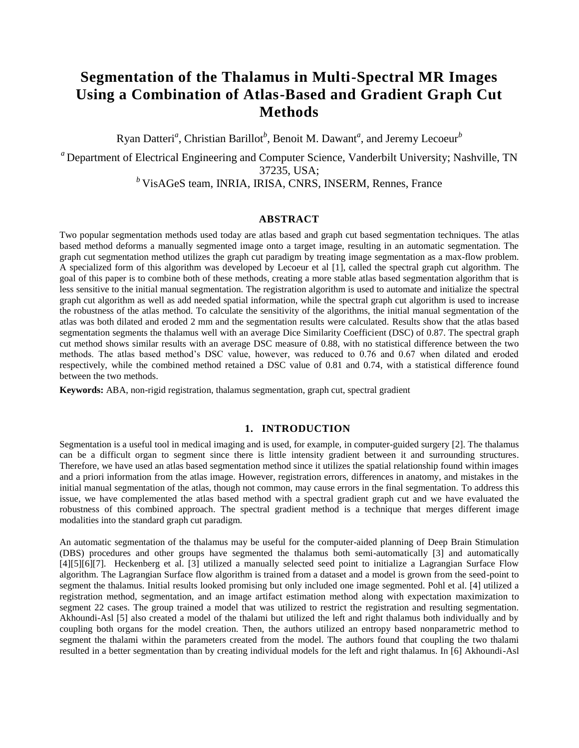# Segmentation of the Thalamus in Multi-Spectral MR Images Using a Combination of Atlas-Based and Gradient Graph Cut Methods

Ryan Datteri[a], Christian Barillot[b], Benoit M. Dawant[a], and Jeremy Lecoeur[b]

[a] Department of Electrical Engineering and Computer Science, Vanderbilt University; Nashville, TN 37235, USA;

[b] VisAGeS team, INRIA, IRISA, CNRS, INSERM, Rennes, France

## ABSTRACT

Two popular segmentation methods used today are atlas based and graph cut based segmentation techniques. The atlas based method deforms a manually segmented image onto a target image, resulting in an automatic segmentation. The graph cut segmentation method utilizes the graph cut paradigm by treating image segmentation as a max-flow problem. A specialized form of this algorithm was developed by Lecoeur et al [1], called the spectral graph cut algorithm. The goal of this paper is to combine both of these methods, creating a more stable atlas based segmentation algorithm that is less sensitive to the initial manual segmentation. The registration algorithm is used to automate and initialize the spectral graph cut algorithm as well as add needed spatial information, while the spectral graph cut algorithm is used to increase the robustness of the atlas method. To calculate the sensitivity of the algorithms, the initial manual segmentation of the atlas was both dilated and eroded 2 mm and the segmentation results were calculated. Results show that the atlas based segmentation segments the thalamus well with an average Dice Similarity Coefficient (DSC) of 0.87. The spectral graph cut method shows similar results with an average DSC measure of 0.88, with no statistical difference between the two methods. The atlas based method's DSC value, however, was reduced to 0.76 and 0.67 when dilated and eroded respectively, while the combined method retained a DSC value of 0.81 and 0.74, with a statistical difference found between the two methods.

**Keywords:** ABA, non-rigid registration, thalamus segmentation, graph cut, spectral gradient

## 1. INTRODUCTION

Segmentation is a useful tool in medical imaging and is used, for example, in computer-guided surgery [2]. The thalamus can be a difficult organ to segment since there is little intensity gradient between it and surrounding structures. Therefore, we have used an atlas based segmentation method since it utilizes the spatial relationship found within images and a priori information from the atlas image. However, registration errors, differences in anatomy, and mistakes in the initial manual segmentation of the atlas, though not common, may cause errors in the final segmentation. To address this issue, we have complemented the atlas based method with a spectral gradient graph cut and we have evaluated the robustness of this combined approach. The spectral gradient method is a technique that merges different image modalities into the standard graph cut paradigm.

An automatic segmentation of the thalamus may be useful for the computer-aided planning of Deep Brain Stimulation (DBS) procedures and other groups have segmented the thalamus both semi-automatically [3] and automatically [4][5][6][7]. Heckenberg et al. [3] utilized a manually selected seed point to initialize a Lagrangian Surface Flow algorithm. The Lagrangian Surface flow algorithm is trained from a dataset and a model is grown from the seed-point to segment the thalamus. Initial results looked promising but only included one image segmented. Pohl et al. [4] utilized a registration method, segmentation, and an image artifact estimation method along with expectation maximization to segment 22 cases. The group trained a model that was utilized to restrict the registration and resulting segmentation. Akhoundi-Asl [5] also created a model of the thalami but utilized the left and right thalamus both individually and by coupling both organs for the model creation. Then, the authors utilized an entropy based nonparametric method to segment the thalami within the parameters created from the model. The authors found that coupling the two thalami resulted in a better segmentation than by creating individual models for the left and right thalamus. In [6] Akhoundi-Asl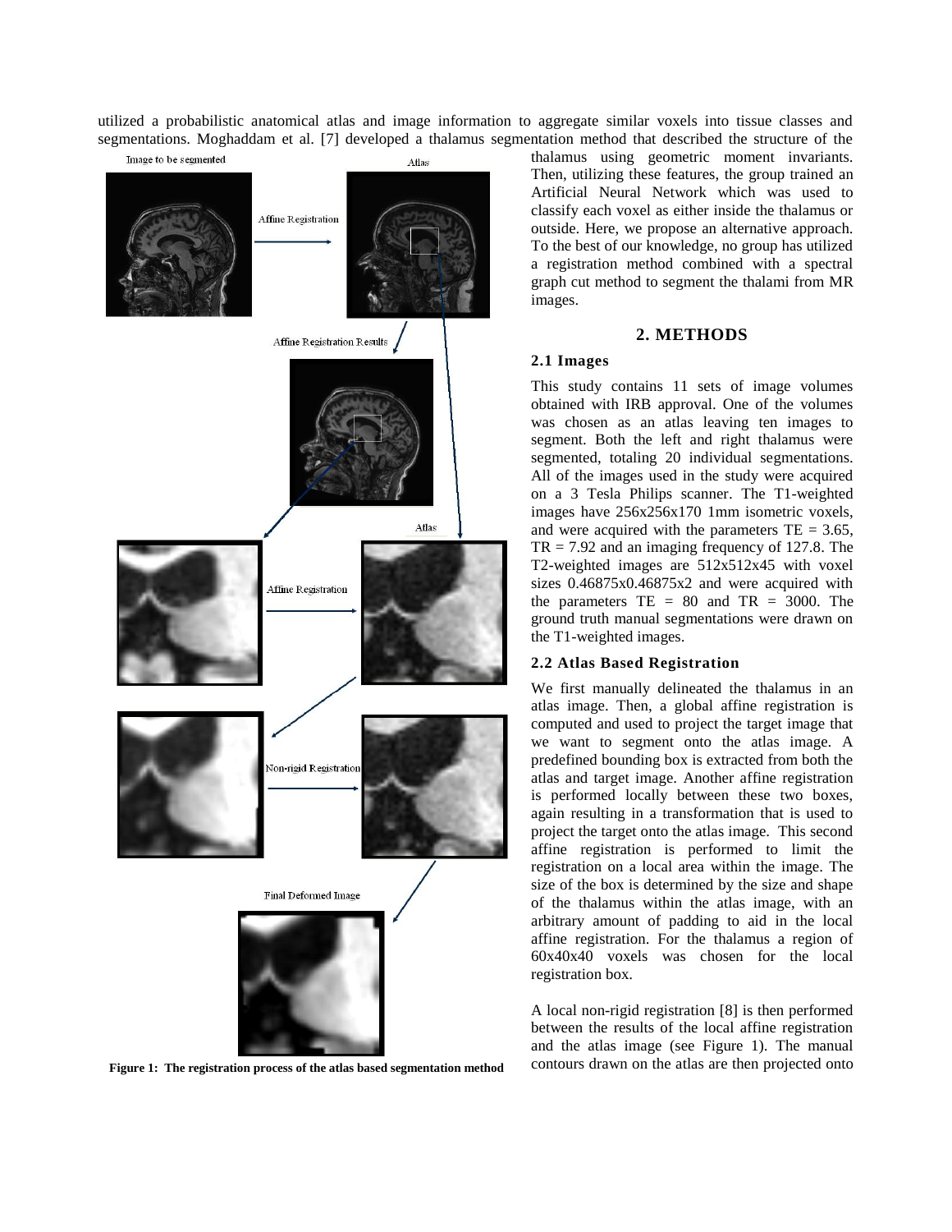utilized a probabilistic anatomical atlas and image information to aggregate similar voxels into tissue classes and segmentations. Moghaddam et al. [7] developed a thalamus segmentation method that described the structure of the thalamus using geometric moment invariants. Then, utilizing these features, the group trained an Artificial Neural Network which was used to classify each voxel as either inside the thalamus or outside. Here, we propose an alternative approach. To the best of our knowledge, no group has utilized a registration method combined with a spectral graph cut method to segment the thalami from MR images.

**Figure 1: The registration process of the atlas based segmentation method**

## 2. METHODS

### 2.1 Images

This study contains 11 sets of image volumes obtained with IRB approval. One of the volumes was chosen as an atlas leaving ten images to segment. Both the left and right thalamus were segmented, totaling 20 individual segmentations. All of the images used in the study were acquired on a 3 Tesla Philips scanner. The T1-weighted images have 256x256x170 1mm isometric voxels, and were acquired with the parameters TE = 3.65, TR = 7.92 and an imaging frequency of 127.8. The T2-weighted images are 512x512x45 with voxel sizes 0.46875x0.46875x2 and were acquired with the parameters TE = 80 and TR = 3000. The ground truth manual segmentations were drawn on the T1-weighted images.

### 2.2 Atlas Based Registration

We first manually delineated the thalamus in an atlas image. Then, a global affine registration is computed and used to project the target image that we want to segment onto the atlas image. A predefined bounding box is extracted from both the atlas and target image. Another affine registration is performed locally between these two boxes, again resulting in a transformation that is used to project the target onto the atlas image. This second affine registration is performed to limit the registration on a local area within the image. The size of the box is determined by the size and shape of the thalamus within the atlas image, with an arbitrary amount of padding to aid in the local affine registration. For the thalamus a region of 60x40x40 voxels was chosen for the local registration box.

A local non-rigid registration [8] is then performed between the results of the local affine registration and the atlas image (see Figure 1). The manual contours drawn on the atlas are then projected onto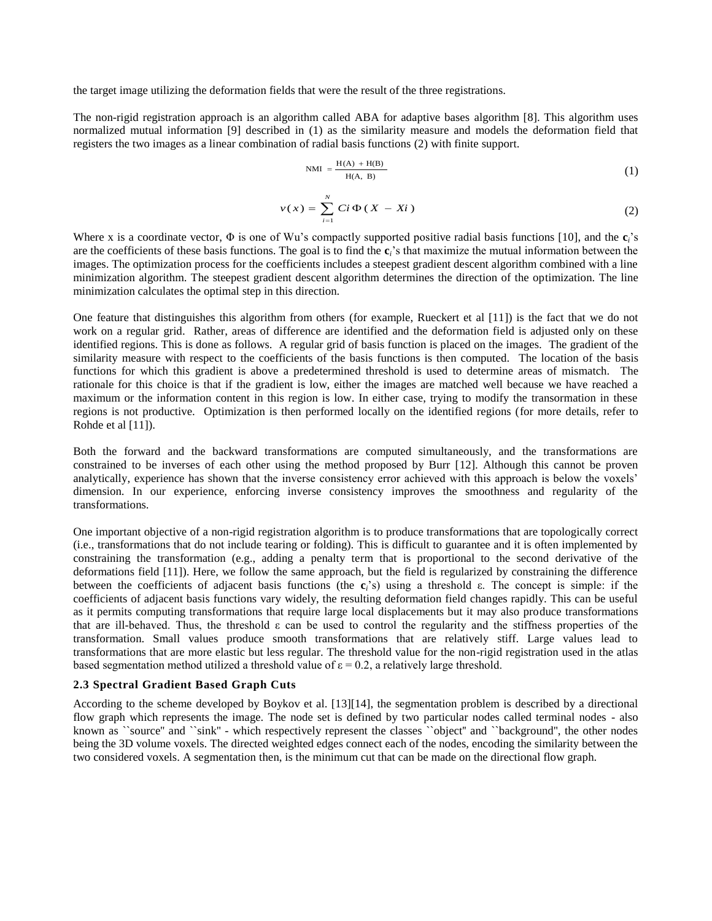the target image utilizing the deformation fields that were the result of the three registrations.

The non-rigid registration approach is an algorithm called ABA for adaptive bases algorithm [8]. This algorithm uses normalized mutual information [9] described in (1) as the similarity measure and models the deformation field that registers the two images as a linear combination of radial basis functions (2) with finite support.

$$\mathrm{NMI} = \frac{\mathrm{H(A)} + \mathrm{H(B)}}{\mathrm{H(A,\ B)}} \tag{1}$$

$$v(x) = \sum_{i=1}^{N} Ci\,\Phi\,(X - Xi) \tag{2}$$

Where x is a coordinate vector, Φ is one of Wu's compactly supported positive radial basis functions [10], and the $\mathbf{c}_i$'s are the coefficients of these basis functions. The goal is to find the $\mathbf{c}_i$'s that maximize the mutual information between the images. The optimization process for the coefficients includes a steepest gradient descent algorithm combined with a line minimization algorithm. The steepest gradient descent algorithm determines the direction of the optimization. The line minimization calculates the optimal step in this direction.

One feature that distinguishes this algorithm from others (for example, Rueckert et al [11]) is the fact that we do not work on a regular grid. Rather, areas of difference are identified and the deformation field is adjusted only on these identified regions. This is done as follows. A regular grid of basis function is placed on the images. The gradient of the similarity measure with respect to the coefficients of the basis functions is then computed. The location of the basis functions for which this gradient is above a predetermined threshold is used to determine areas of mismatch. The rationale for this choice is that if the gradient is low, either the images are matched well because we have reached a maximum or the information content in this region is low. In either case, trying to modify the transormation in these regions is not productive. Optimization is then performed locally on the identified regions (for more details, refer to Rohde et al [11]).

Both the forward and the backward transformations are computed simultaneously, and the transformations are constrained to be inverses of each other using the method proposed by Burr [12]. Although this cannot be proven analytically, experience has shown that the inverse consistency error achieved with this approach is below the voxels' dimension. In our experience, enforcing inverse consistency improves the smoothness and regularity of the transformations.

One important objective of a non-rigid registration algorithm is to produce transformations that are topologically correct (i.e., transformations that do not include tearing or folding). This is difficult to guarantee and it is often implemented by constraining the transformation (e.g., adding a penalty term that is proportional to the second derivative of the deformations field [11]). Here, we follow the same approach, but the field is regularized by constraining the difference between the coefficients of adjacent basis functions (the $\mathbf{c}_i$'s) using a threshold ε. The concept is simple: if the coefficients of adjacent basis functions vary widely, the resulting deformation field changes rapidly. This can be useful as it permits computing transformations that require large local displacements but it may also produce transformations that are ill-behaved. Thus, the threshold ε can be used to control the regularity and the stiffness properties of the transformation. Small values produce smooth transformations that are relatively stiff. Large values lead to transformations that are more elastic but less regular. The threshold value for the non-rigid registration used in the atlas based segmentation method utilized a threshold value of ε = 0.2, a relatively large threshold.

### 2.3 Spectral Gradient Based Graph Cuts

According to the scheme developed by Boykov et al. [13][14], the segmentation problem is described by a directional flow graph which represents the image. The node set is defined by two particular nodes called terminal nodes - also known as ``source'' and ``sink'' - which respectively represent the classes ``object'' and ``background'', the other nodes being the 3D volume voxels. The directed weighted edges connect each of the nodes, encoding the similarity between the two considered voxels. A segmentation then, is the minimum cut that can be made on the directional flow graph.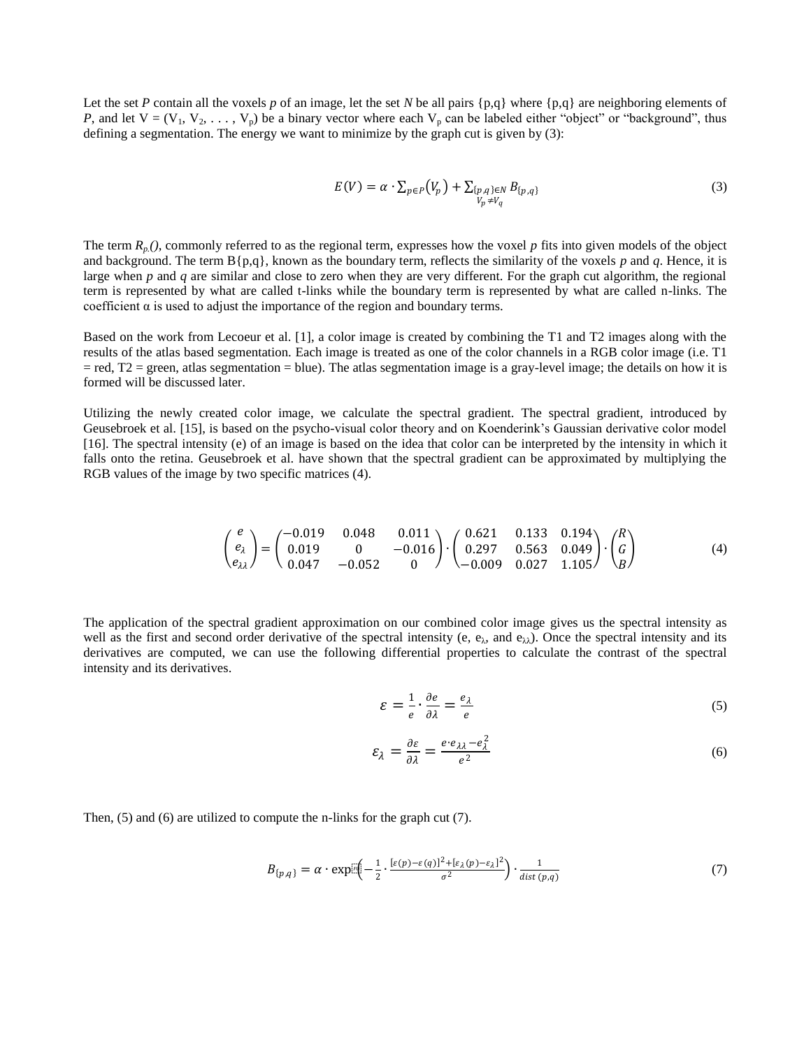Let the set $P$ contain all the voxels $p$ of an image, let the set $N$ be all pairs {p,q} where {p,q} are neighboring elements of $P$, and let $V = (V_1, V_2, \ldots, V_p)$ be a binary vector where each $V_p$ can be labeled either "object" or "background", thus defining a segmentation. The energy we want to minimize by the graph cut is given by (3):

$$E(V) = \alpha \cdot \sum_{p \in P} (V_p) + \sum_{\substack{\{p,q\} \in N \\ V_p \neq V_q}} B_{\{p,q\}} \tag{3}$$

The term $R_p()$, commonly referred to as the regional term, expresses how the voxel $p$ fits into given models of the object and background. The term B{p,q}, known as the boundary term, reflects the similarity of the voxels $p$ and $q$. Hence, it is large when $p$ and $q$ are similar and close to zero when they are very different. For the graph cut algorithm, the regional term is represented by what are called t-links while the boundary term is represented by what are called n-links. The coefficient α is used to adjust the importance of the region and boundary terms.

Based on the work from Lecoeur et al. [1], a color image is created by combining the T1 and T2 images along with the results of the atlas based segmentation. Each image is treated as one of the color channels in a RGB color image (i.e. T1 = red, T2 = green, atlas segmentation = blue). The atlas segmentation image is a gray-level image; the details on how it is formed will be discussed later.

Utilizing the newly created color image, we calculate the spectral gradient. The spectral gradient, introduced by Geusebroek et al. [15], is based on the psycho-visual color theory and on Koenderink's Gaussian derivative color model [16]. The spectral intensity (e) of an image is based on the idea that color can be interpreted by the intensity in which it falls onto the retina. Geusebroek et al. have shown that the spectral gradient can be approximated by multiplying the RGB values of the image by two specific matrices (4).

$$\begin{pmatrix} e \\ e_\lambda \\ e_{\lambda\lambda} \end{pmatrix} = \begin{pmatrix} -0.019 & 0.048 & 0.011 \\ 0.019 & 0 & -0.016 \\ 0.047 & -0.052 & 0 \end{pmatrix} \cdot \begin{pmatrix} 0.621 & 0.133 & 0.194 \\ 0.297 & 0.563 & 0.049 \\ -0.009 & 0.027 & 1.105 \end{pmatrix} \cdot \begin{pmatrix} R \\ G \\ B \end{pmatrix} \tag{4}$$

The application of the spectral gradient approximation on our combined color image gives us the spectral intensity as well as the first and second order derivative of the spectral intensity ($e$, $e_\lambda$, and $e_{\lambda\lambda}$). Once the spectral intensity and its derivatives are computed, we can use the following differential properties to calculate the contrast of the spectral intensity and its derivatives.

$$\varepsilon = \frac{1}{e} \cdot \frac{\partial e}{\partial \lambda} = \frac{e_\lambda}{e} \tag{5}$$

$$\varepsilon_\lambda = \frac{\partial \varepsilon}{\partial \lambda} = \frac{e \cdot e_{\lambda\lambda} - e_\lambda^2}{e^2} \tag{6}$$

Then, (5) and (6) are utilized to compute the n-links for the graph cut (7).

$$B_{\{p,q\}} = \alpha \cdot \exp\left(-\frac{1}{2} \cdot \frac{[\varepsilon(p) - \varepsilon(q)]^2 + [\varepsilon_\lambda(p) - \varepsilon_\lambda]^2}{\sigma^2}\right) \cdot \frac{1}{dist(p,q)} \tag{7}$$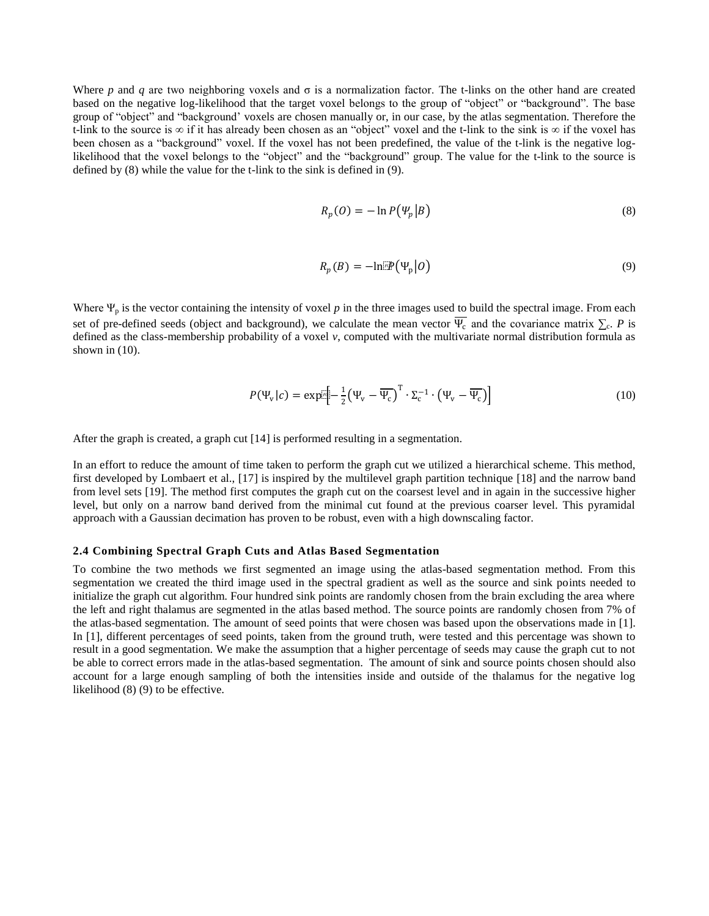Where $p$ and $q$ are two neighboring voxels and σ is a normalization factor. The t-links on the other hand are created based on the negative log-likelihood that the target voxel belongs to the group of "object" or "background". The base group of "object" and "background' voxels are chosen manually or, in our case, by the atlas segmentation. Therefore the t-link to the source is ∞ if it has already been chosen as an "object" voxel and the t-link to the sink is ∞ if the voxel has been chosen as a "background" voxel. If the voxel has not been predefined, the value of the t-link is the negative log-likelihood that the voxel belongs to the "object" and the "background" group. The value for the t-link to the source is defined by (8) while the value for the t-link to the sink is defined in (9).

$$R_p(O) = -\ln P(\Psi_p|B) \tag{8}$$

$$R_p(B) = -\ln P(\Psi_p|O) \tag{9}$$

Where $\Psi_p$ is the vector containing the intensity of voxel $p$ in the three images used to build the spectral image. From each set of pre-defined seeds (object and background), we calculate the mean vector $\overline{\Psi_c}$ and the covariance matrix $\sum_c$. $P$ is defined as the class-membership probability of a voxel $v$, computed with the multivariate normal distribution formula as shown in (10).

$$P(\Psi_v|c) = \exp\left[-\frac{1}{2}\left(\Psi_v - \overline{\Psi_c}\right)^T \cdot \Sigma_c^{-1} \cdot \left(\Psi_v - \overline{\Psi_c}\right)\right] \tag{10}$$

After the graph is created, a graph cut [14] is performed resulting in a segmentation.

In an effort to reduce the amount of time taken to perform the graph cut we utilized a hierarchical scheme. This method, first developed by Lombaert et al., [17] is inspired by the multilevel graph partition technique [18] and the narrow band from level sets [19]. The method first computes the graph cut on the coarsest level and in again in the successive higher level, but only on a narrow band derived from the minimal cut found at the previous coarser level. This pyramidal approach with a Gaussian decimation has proven to be robust, even with a high downscaling factor.

### 2.4 Combining Spectral Graph Cuts and Atlas Based Segmentation

To combine the two methods we first segmented an image using the atlas-based segmentation method. From this segmentation we created the third image used in the spectral gradient as well as the source and sink points needed to initialize the graph cut algorithm. Four hundred sink points are randomly chosen from the brain excluding the area where the left and right thalamus are segmented in the atlas based method. The source points are randomly chosen from 7% of the atlas-based segmentation. The amount of seed points that were chosen was based upon the observations made in [1]. In [1], different percentages of seed points, taken from the ground truth, were tested and this percentage was shown to result in a good segmentation. We make the assumption that a higher percentage of seeds may cause the graph cut to not be able to correct errors made in the atlas-based segmentation. The amount of sink and source points chosen should also account for a large enough sampling of both the intensities inside and outside of the thalamus for the negative log likelihood (8) (9) to be effective.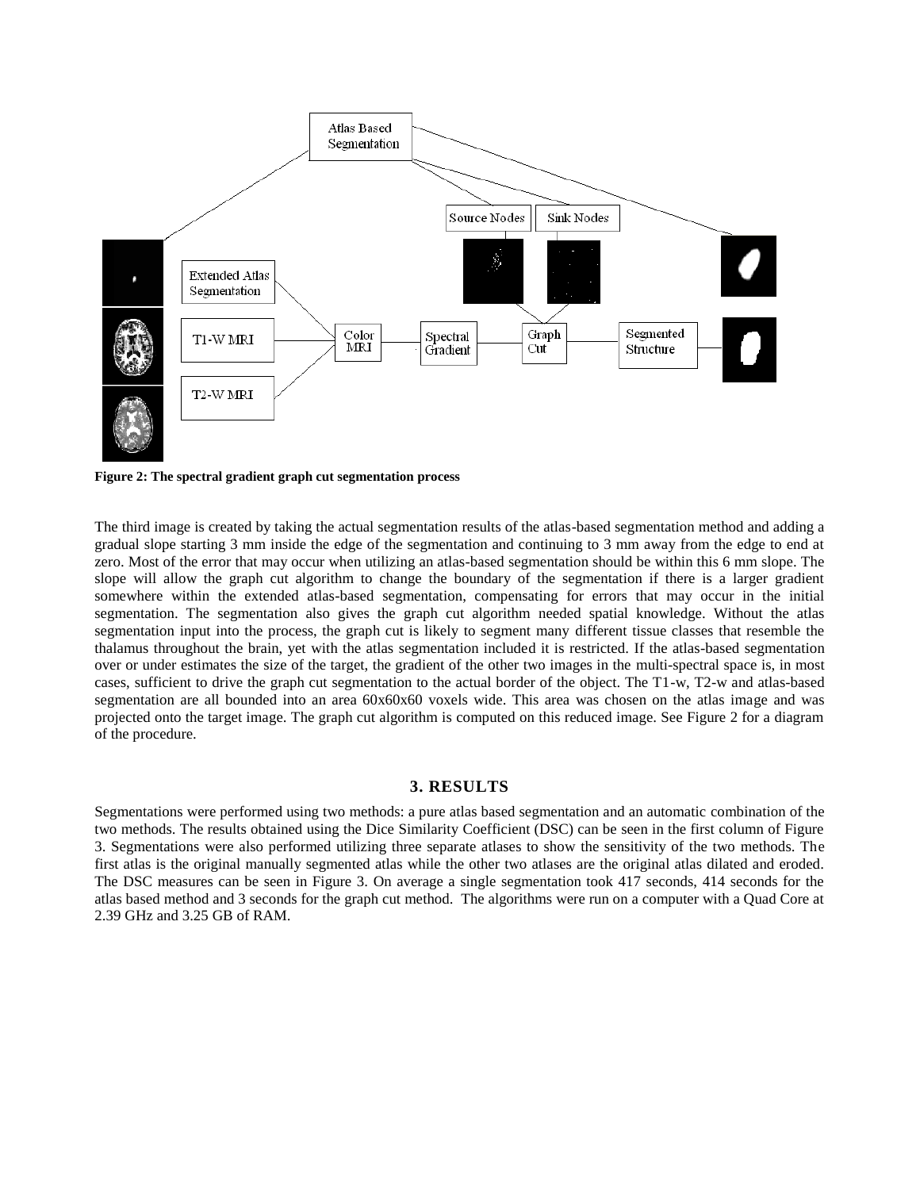**Figure 2: The spectral gradient graph cut segmentation process**

The third image is created by taking the actual segmentation results of the atlas-based segmentation method and adding a gradual slope starting 3 mm inside the edge of the segmentation and continuing to 3 mm away from the edge to end at zero. Most of the error that may occur when utilizing an atlas-based segmentation should be within this 6 mm slope. The slope will allow the graph cut algorithm to change the boundary of the segmentation if there is a larger gradient somewhere within the extended atlas-based segmentation, compensating for errors that may occur in the initial segmentation. The segmentation also gives the graph cut algorithm needed spatial knowledge. Without the atlas segmentation input into the process, the graph cut is likely to segment many different tissue classes that resemble the thalamus throughout the brain, yet with the atlas segmentation included it is restricted. If the atlas-based segmentation over or under estimates the size of the target, the gradient of the other two images in the multi-spectral space is, in most cases, sufficient to drive the graph cut segmentation to the actual border of the object. The T1-w, T2-w and atlas-based segmentation are all bounded into an area 60x60x60 voxels wide. This area was chosen on the atlas image and was projected onto the target image. The graph cut algorithm is computed on this reduced image. See Figure 2 for a diagram of the procedure.

## 3. RESULTS

Segmentations were performed using two methods: a pure atlas based segmentation and an automatic combination of the two methods. The results obtained using the Dice Similarity Coefficient (DSC) can be seen in the first column of Figure 3. Segmentations were also performed utilizing three separate atlases to show the sensitivity of the two methods. The first atlas is the original manually segmented atlas while the other two atlases are the original atlas dilated and eroded. The DSC measures can be seen in Figure 3. On average a single segmentation took 417 seconds, 414 seconds for the atlas based method and 3 seconds for the graph cut method. The algorithms were run on a computer with a Quad Core at 2.39 GHz and 3.25 GB of RAM.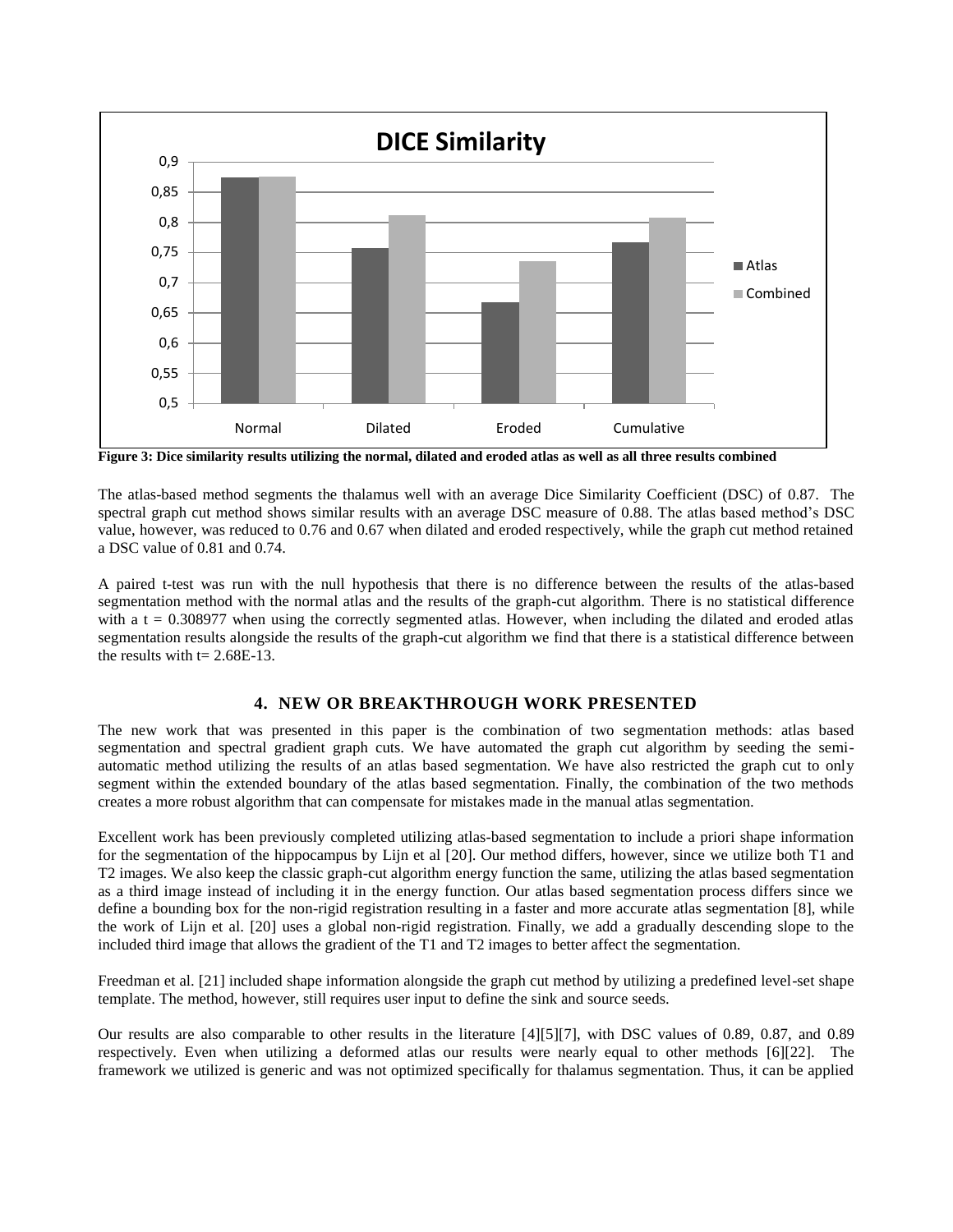Figure 3: Dice similarity results utilizing the normal, dilated and eroded atlas as well as all three results combined

The atlas-based method segments the thalamus well with an average Dice Similarity Coefficient (DSC) of 0.87. The spectral graph cut method shows similar results with an average DSC measure of 0.88. The atlas based method's DSC value, however, was reduced to 0.76 and 0.67 when dilated and eroded respectively, while the graph cut method retained a DSC value of 0.81 and 0.74.

A paired t-test was run with the null hypothesis that there is no difference between the results of the atlas-based segmentation method with the normal atlas and the results of the graph-cut algorithm. There is no statistical difference with a $t = 0.308977$ when using the correctly segmented atlas. However, when including the dilated and eroded atlas segmentation results alongside the results of the graph-cut algorithm we find that there is a statistical difference between the results with $t = 2.68E\text{-}13$.

## 4. NEW OR BREAKTHROUGH WORK PRESENTED

The new work that was presented in this paper is the combination of two segmentation methods: atlas based segmentation and spectral gradient graph cuts. We have automated the graph cut algorithm by seeding the semi-automatic method utilizing the results of an atlas based segmentation. We have also restricted the graph cut to only segment within the extended boundary of the atlas based segmentation. Finally, the combination of the two methods creates a more robust algorithm that can compensate for mistakes made in the manual atlas segmentation.

Excellent work has been previously completed utilizing atlas-based segmentation to include a priori shape information for the segmentation of the hippocampus by Lijn et al [20]. Our method differs, however, since we utilize both T1 and T2 images. We also keep the classic graph-cut algorithm energy function the same, utilizing the atlas based segmentation as a third image instead of including it in the energy function. Our atlas based segmentation process differs since we define a bounding box for the non-rigid registration resulting in a faster and more accurate atlas segmentation [8], while the work of Lijn et al. [20] uses a global non-rigid registration. Finally, we add a gradually descending slope to the included third image that allows the gradient of the T1 and T2 images to better affect the segmentation.

Freedman et al. [21] included shape information alongside the graph cut method by utilizing a predefined level-set shape template. The method, however, still requires user input to define the sink and source seeds.

Our results are also comparable to other results in the literature [4][5][7], with DSC values of 0.89, 0.87, and 0.89 respectively. Even when utilizing a deformed atlas our results were nearly equal to other methods [6][22]. The framework we utilized is generic and was not optimized specifically for thalamus segmentation. Thus, it can be applied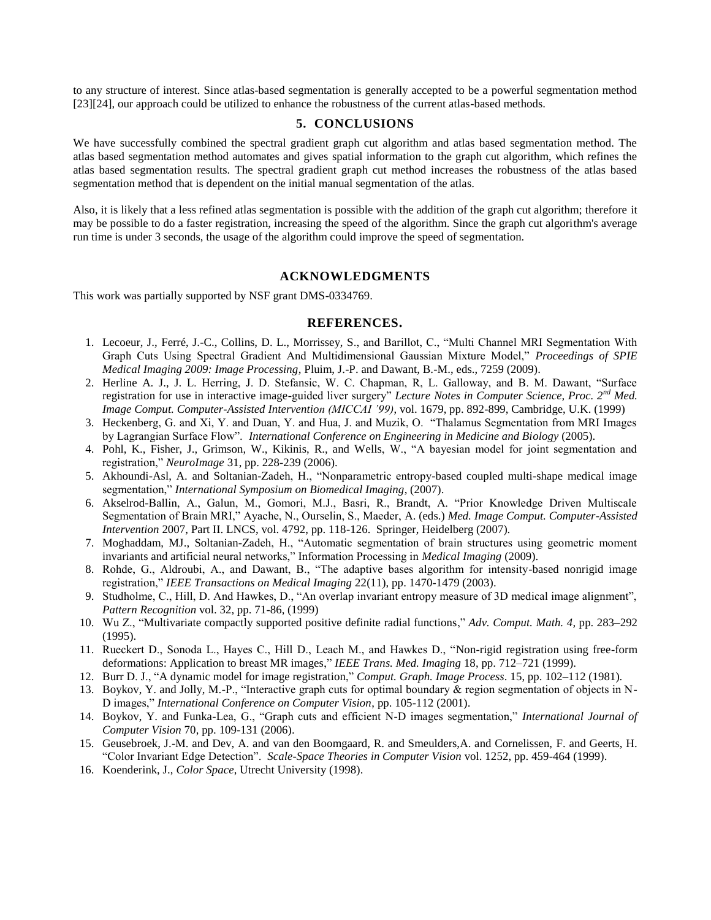to any structure of interest. Since atlas-based segmentation is generally accepted to be a powerful segmentation method [23][24], our approach could be utilized to enhance the robustness of the current atlas-based methods.

## 5. CONCLUSIONS

We have successfully combined the spectral gradient graph cut algorithm and atlas based segmentation method. The atlas based segmentation method automates and gives spatial information to the graph cut algorithm, which refines the atlas based segmentation results. The spectral gradient graph cut method increases the robustness of the atlas based segmentation method that is dependent on the initial manual segmentation of the atlas.

Also, it is likely that a less refined atlas segmentation is possible with the addition of the graph cut algorithm; therefore it may be possible to do a faster registration, increasing the speed of the algorithm. Since the graph cut algorithm's average run time is under 3 seconds, the usage of the algorithm could improve the speed of segmentation.

## ACKNOWLEDGMENTS

This work was partially supported by NSF grant DMS-0334769.

## REFERENCES.

1. Lecoeur, J., Ferré, J.-C., Collins, D. L., Morrissey, S., and Barillot, C., "Multi Channel MRI Segmentation With Graph Cuts Using Spectral Gradient And Multidimensional Gaussian Mixture Model," *Proceedings of SPIE Medical Imaging 2009: Image Processing*, Pluim, J.-P. and Dawant, B.-M., eds., 7259 (2009).
2. Herline A. J., J. L. Herring, J. D. Stefansic, W. C. Chapman, R, L. Galloway, and B. M. Dawant, "Surface registration for use in interactive image-guided liver surgery" *Lecture Notes in Computer Science, Proc. 2nd Med. Image Comput. Computer-Assisted Intervention (MICCAI '99)*, vol. 1679, pp. 892-899, Cambridge, U.K. (1999)
3. Heckenberg, G. and Xi, Y. and Duan, Y. and Hua, J. and Muzik, O. "Thalamus Segmentation from MRI Images by Lagrangian Surface Flow". *International Conference on Engineering in Medicine and Biology* (2005).
4. Pohl, K., Fisher, J., Grimson, W., Kikinis, R., and Wells, W., "A bayesian model for joint segmentation and registration," *NeuroImage* 31, pp. 228-239 (2006).
5. Akhoundi-Asl, A. and Soltanian-Zadeh, H., "Nonparametric entropy-based coupled multi-shape medical image segmentation," *International Symposium on Biomedical Imaging*, (2007).
6. Akselrod-Ballin, A., Galun, M., Gomori, M.J., Basri, R., Brandt, A. "Prior Knowledge Driven Multiscale Segmentation of Brain MRI," Ayache, N., Ourselin, S., Maeder, A. (eds.) *Med. Image Comput. Computer-Assisted Intervention* 2007, Part II. LNCS, vol. 4792, pp. 118-126. Springer, Heidelberg (2007).
7. Moghaddam, MJ., Soltanian-Zadeh, H., "Automatic segmentation of brain structures using geometric moment invariants and artificial neural networks," Information Processing in *Medical Imaging* (2009).
8. Rohde, G., Aldroubi, A., and Dawant, B., "The adaptive bases algorithm for intensity-based nonrigid image registration," *IEEE Transactions on Medical Imaging* 22(11), pp. 1470-1479 (2003).
9. Studholme, C., Hill, D. And Hawkes, D., "An overlap invariant entropy measure of 3D medical image alignment", *Pattern Recognition* vol. 32, pp. 71-86, (1999)
10. Wu Z., "Multivariate compactly supported positive definite radial functions," *Adv. Comput. Math. 4*, pp. 283–292 (1995).
11. Rueckert D., Sonoda L., Hayes C., Hill D., Leach M., and Hawkes D., "Non-rigid registration using free-form deformations: Application to breast MR images," *IEEE Trans. Med. Imaging* 18, pp. 712–721 (1999).
12. Burr D. J., "A dynamic model for image registration," *Comput. Graph. Image Process*. 15, pp. 102–112 (1981).
13. Boykov, Y. and Jolly, M.-P., "Interactive graph cuts for optimal boundary & region segmentation of objects in N-D images," *International Conference on Computer Vision*, pp. 105-112 (2001).
14. Boykov, Y. and Funka-Lea, G., "Graph cuts and efficient N-D images segmentation," *International Journal of Computer Vision* 70, pp. 109-131 (2006).
15. Geusebroek, J.-M. and Dev, A. and van den Boomgaard, R. and Smeulders,A. and Cornelissen, F. and Geerts, H. "Color Invariant Edge Detection". *Scale-Space Theories in Computer Vision* vol. 1252, pp. 459-464 (1999).
16. Koenderink, J., *Color Space*, Utrecht University (1998).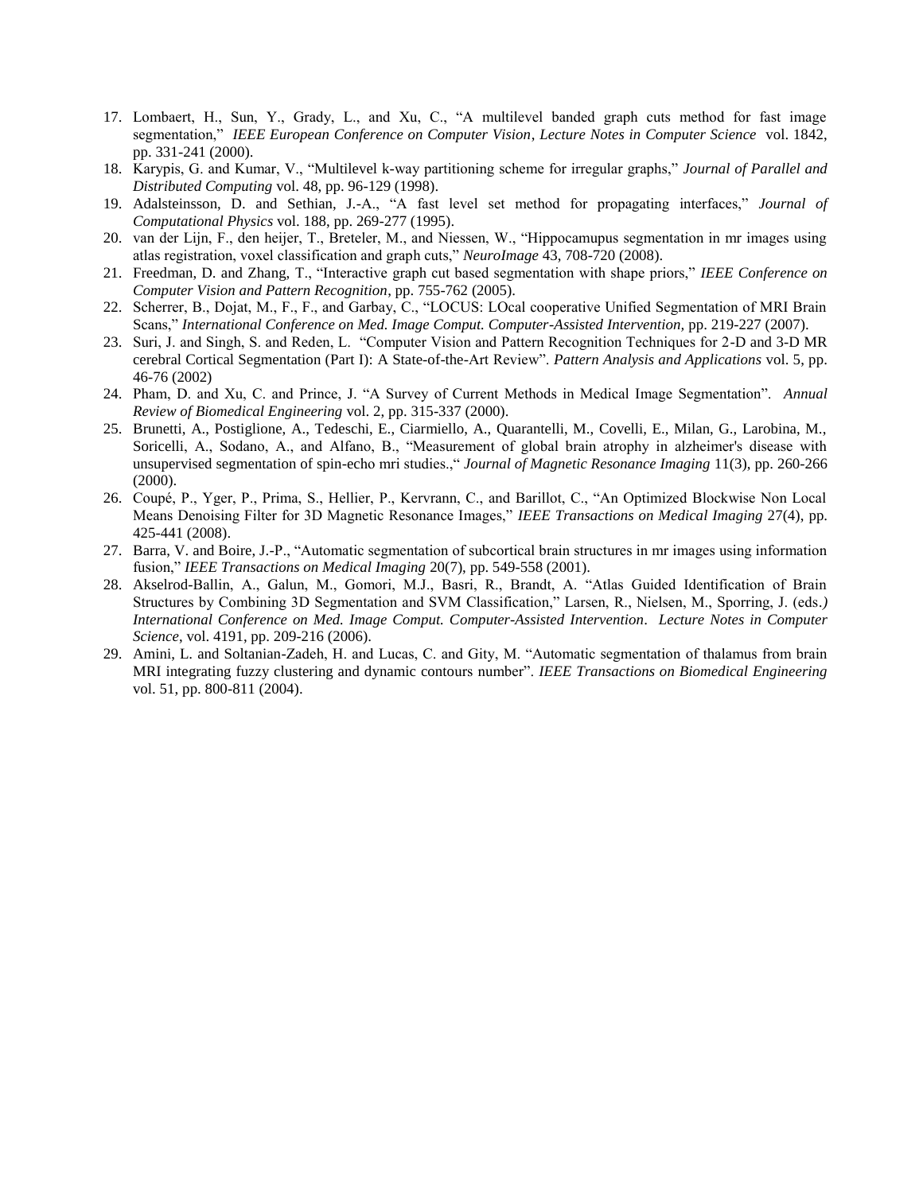17. Lombaert, H., Sun, Y., Grady, L., and Xu, C., "A multilevel banded graph cuts method for fast image segmentation," *IEEE European Conference on Computer Vision, Lecture Notes in Computer Science* vol. 1842, pp. 331-241 (2000).
18. Karypis, G. and Kumar, V., "Multilevel k-way partitioning scheme for irregular graphs," *Journal of Parallel and Distributed Computing* vol. 48, pp. 96-129 (1998).
19. Adalsteinsson, D. and Sethian, J.-A., "A fast level set method for propagating interfaces," *Journal of Computational Physics* vol. 188, pp. 269-277 (1995).
20. van der Lijn, F., den heijer, T., Breteler, M., and Niessen, W., "Hippocamupus segmentation in mr images using atlas registration, voxel classification and graph cuts," *NeuroImage* 43, 708-720 (2008).
21. Freedman, D. and Zhang, T., "Interactive graph cut based segmentation with shape priors," *IEEE Conference on Computer Vision and Pattern Recognition*, pp. 755-762 (2005).
22. Scherrer, B., Dojat, M., F., F., and Garbay, C., "LOCUS: LOcal cooperative Unified Segmentation of MRI Brain Scans," *International Conference on Med. Image Comput. Computer-Assisted Intervention,* pp. 219-227 (2007).
23. Suri, J. and Singh, S. and Reden, L. "Computer Vision and Pattern Recognition Techniques for 2-D and 3-D MR cerebral Cortical Segmentation (Part I): A State-of-the-Art Review". *Pattern Analysis and Applications* vol. 5, pp. 46-76 (2002)
24. Pham, D. and Xu, C. and Prince, J. "A Survey of Current Methods in Medical Image Segmentation". *Annual Review of Biomedical Engineering* vol. 2, pp. 315-337 (2000).
25. Brunetti, A., Postiglione, A., Tedeschi, E., Ciarmiello, A., Quarantelli, M., Covelli, E., Milan, G., Larobina, M., Soricelli, A., Sodano, A., and Alfano, B., "Measurement of global brain atrophy in alzheimer's disease with unsupervised segmentation of spin-echo mri studies.," *Journal of Magnetic Resonance Imaging* 11(3), pp. 260-266 (2000).
26. Coupé, P., Yger, P., Prima, S., Hellier, P., Kervrann, C., and Barillot, C., "An Optimized Blockwise Non Local Means Denoising Filter for 3D Magnetic Resonance Images," *IEEE Transactions on Medical Imaging* 27(4), pp. 425-441 (2008).
27. Barra, V. and Boire, J.-P., "Automatic segmentation of subcortical brain structures in mr images using information fusion," *IEEE Transactions on Medical Imaging* 20(7), pp. 549-558 (2001).
28. Akselrod-Ballin, A., Galun, M., Gomori, M.J., Basri, R., Brandt, A. "Atlas Guided Identification of Brain Structures by Combining 3D Segmentation and SVM Classification," Larsen, R., Nielsen, M., Sporring, J. (eds.) *International Conference on Med. Image Comput. Computer-Assisted Intervention*. *Lecture Notes in Computer Science*, vol. 4191, pp. 209-216 (2006).
29. Amini, L. and Soltanian-Zadeh, H. and Lucas, C. and Gity, M. "Automatic segmentation of thalamus from brain MRI integrating fuzzy clustering and dynamic contours number". *IEEE Transactions on Biomedical Engineering* vol. 51, pp. 800-811 (2004).